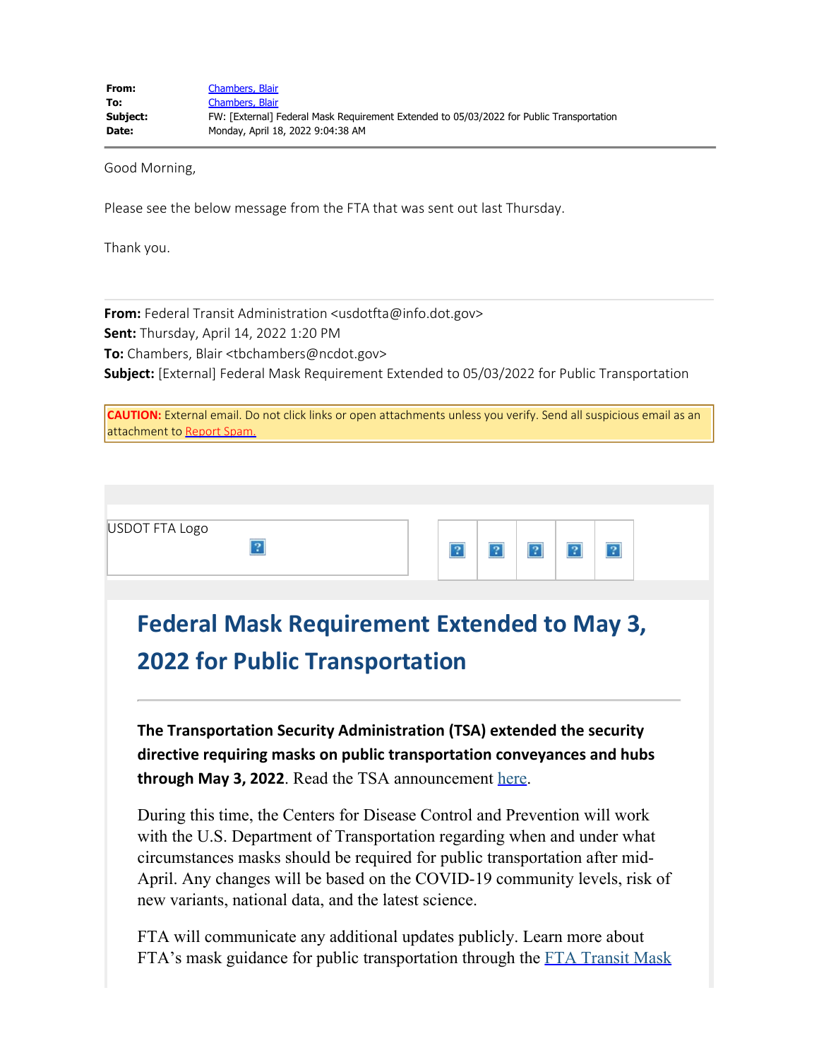**From:** Chambers, Blair
**To:** Chambers, Blair
**Subject:** FW: [External] Federal Mask Requirement Extended to 05/03/2022 for Public Transportation
**Date:** Monday, April 18, 2022 9:04:38 AM

---

Good Morning,

Please see the below message from the FTA that was sent out last Thursday.

Thank you.

---

**From:** Federal Transit Administration <usdotfta@info.dot.gov>
**Sent:** Thursday, April 14, 2022 1:20 PM
**To:** Chambers, Blair <tbchambers@ncdot.gov>
**Subject:** [External] Federal Mask Requirement Extended to 05/03/2022 for Public Transportation

**CAUTION:** External email. Do not click links or open attachments unless you verify. Send all suspicious email as an attachment to Report Spam.

USDOT FTA Logo

# Federal Mask Requirement Extended to May 3, 2022 for Public Transportation

---

**The Transportation Security Administration (TSA) extended the security directive requiring masks on public transportation conveyances and hubs through May 3, 2022**. Read the TSA announcement here.

During this time, the Centers for Disease Control and Prevention will work with the U.S. Department of Transportation regarding when and under what circumstances masks should be required for public transportation after mid-April. Any changes will be based on the COVID-19 community levels, risk of new variants, national data, and the latest science.

FTA will communicate any additional updates publicly. Learn more about FTA's mask guidance for public transportation through the FTA Transit Mask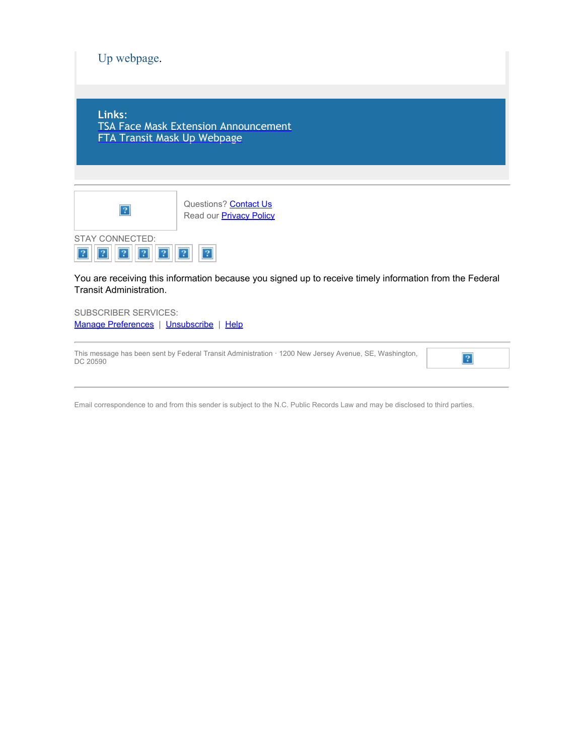Up webpage.

**Links:**
[TSA Face Mask Extension Announcement]
[FTA Transit Mask Up Webpage]

Questions? Contact Us
Read our Privacy Policy

STAY CONNECTED:

You are receiving this information because you signed up to receive timely information from the Federal Transit Administration.

SUBSCRIBER SERVICES:
Manage Preferences | Unsubscribe | Help

This message has been sent by Federal Transit Administration · 1200 New Jersey Avenue, SE, Washington, DC 20590

Email correspondence to and from this sender is subject to the N.C. Public Records Law and may be disclosed to third parties.